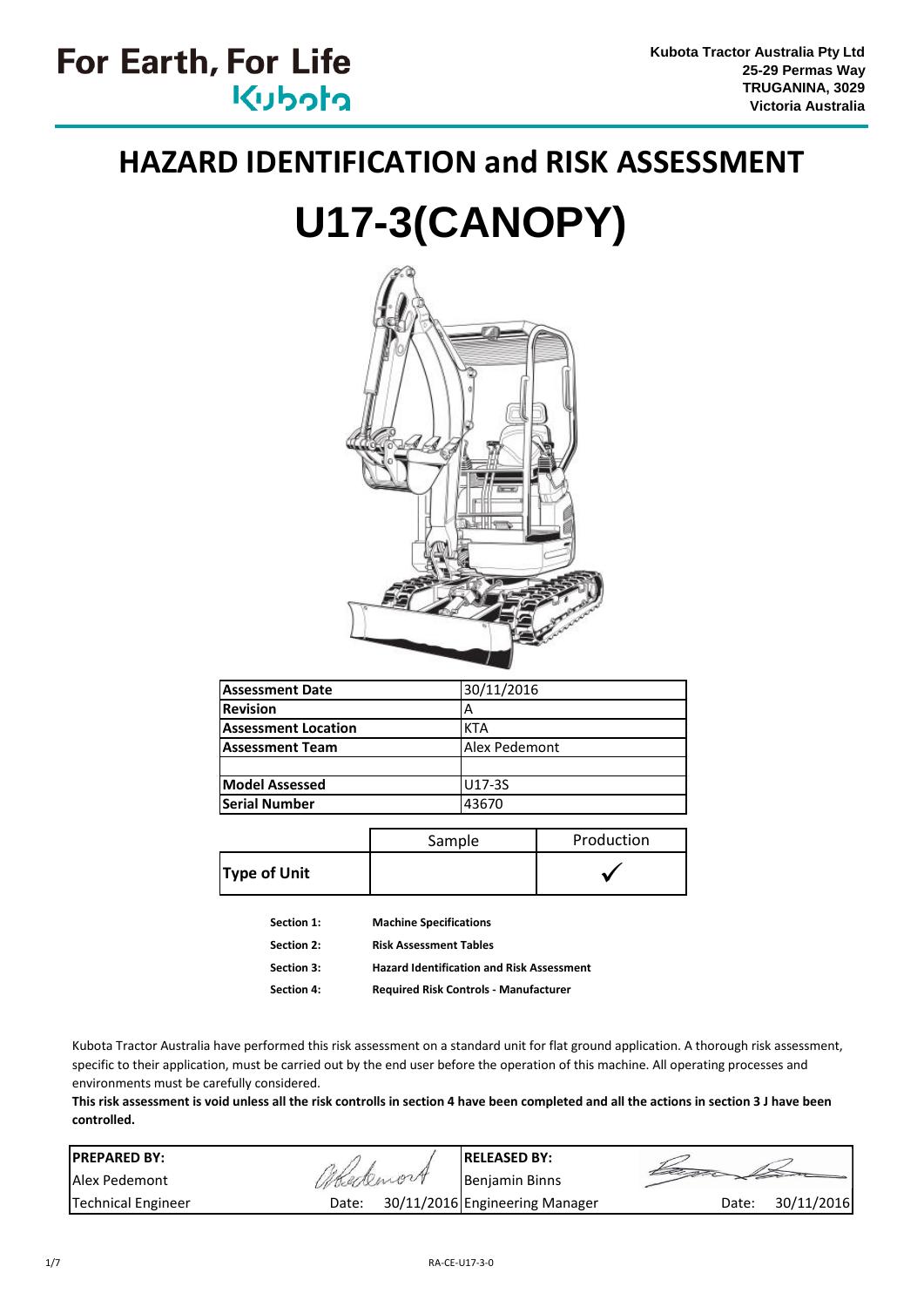For Earth, For Life
Kubota

**Kubota Tractor Australia Pty Ltd**
**25-29 Permas Way**
**TRUGANINA, 3029**
**Victoria Australia**

# HAZARD IDENTIFICATION and RISK ASSESSMENT

# U17-3(CANOPY)

| **Assessment Date** | 30/11/2016 |
|---|---|
| **Revision** | A |
| **Assessment Location** | KTA |
| **Assessment Team** | Alex Pedemont |
| | |
| **Model Assessed** | U17-3S |
| **Serial Number** | 43670 |

| | Sample | Production |
|---|---|---|
| **Type of Unit** | | ✓ |

| | |
|---|---|
| **Section 1:** | **Machine Specifications** |
| **Section 2:** | **Risk Assessment Tables** |
| **Section 3:** | **Hazard Identification and Risk Assessment** |
| **Section 4:** | **Required Risk Controls - Manufacturer** |

Kubota Tractor Australia have performed this risk assessment on a standard unit for flat ground application. A thorough risk assessment, specific to their application, must be carried out by the end user before the operation of this machine. All operating processes and environments must be carefully considered.

**This risk assessment is void unless all the risk controlls in section 4 have been completed and all the actions in section 3 J have been controlled.**

| **PREPARED BY:** | | **RELEASED BY:** | |
|---|---|---|---|
| Alex Pedemont | | Benjamin Binns | |
| Technical Engineer | Date: 30/11/2016 | Engineering Manager | Date: 30/11/2016 |

RA-CE-U17-3-0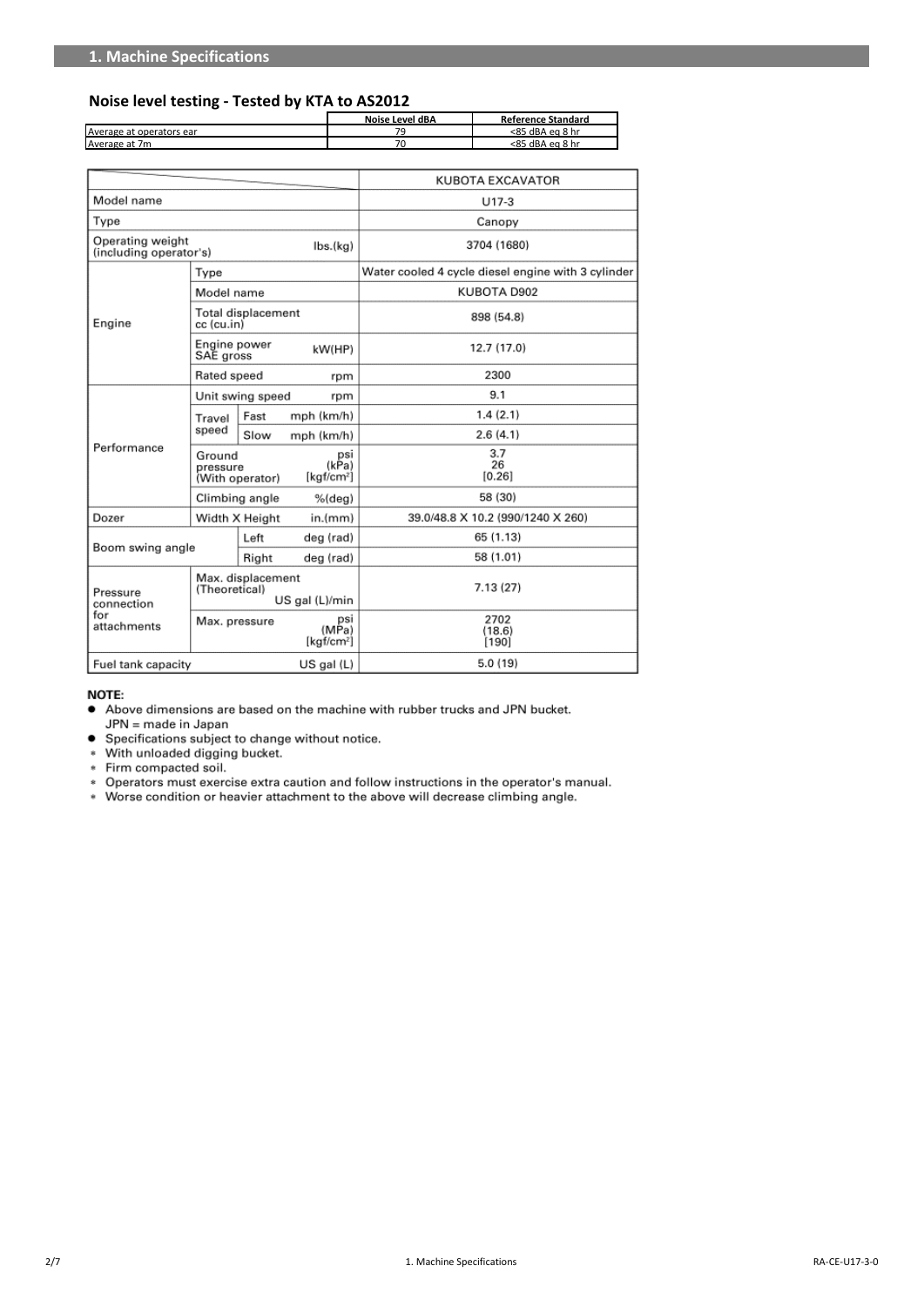## 1. Machine Specifications

### Noise level testing - Tested by KTA to AS2012

| | Noise Level dBA | Reference Standard |
|---|---|---|
| Average at operators ear | 79 | <85 dBA eq 8 hr |
| Average at 7m | 70 | <85 dBA eq 8 hr |

| | | | KUBOTA EXCAVATOR |
|---|---|---|---|
| Model name | | | U17-3 |
| Type | | | Canopy |
| Operating weight (including operator's) | | lbs.(kg) | 3704 (1680) |
| Engine | Type | | Water cooled 4 cycle diesel engine with 3 cylinder |
| | Model name | | KUBOTA D902 |
| | Total displacement cc (cu.in) | | 898 (54.8) |
| | Engine power SAE gross | kW(HP) | 12.7 (17.0) |
| | Rated speed | rpm | 2300 |
| Performance | Unit swing speed | rpm | 9.1 |
| | Travel speed | Fast mph (km/h) | 1.4 (2.1) |
| | | Slow mph (km/h) | 2.6 (4.1) |
| | Ground pressure (With operator) | psi (kPa) [kgf/cm²] | 3.7 26 [0.26] |
| | Climbing angle | %(deg) | 58 (30) |
| Dozer | Width X Height | in.(mm) | 39.0/48.8 X 10.2 (990/1240 X 260) |
| Boom swing angle | Left | deg (rad) | 65 (1.13) |
| | Right | deg (rad) | 58 (1.01) |
| Pressure connection for attachments | Max. displacement (Theoretical) | US gal (L)/min | 7.13 (27) |
| | Max. pressure | psi (MPa) [kgf/cm²] | 2702 (18.6) [190] |
| Fuel tank capacity | | US gal (L) | 5.0 (19) |

**NOTE:**

- Above dimensions are based on the machine with rubber trucks and JPN bucket. JPN = made in Japan
- Specifications subject to change without notice.

* With unloaded digging bucket.
* Firm compacted soil.
* Operators must exercise extra caution and follow instructions in the operator's manual.
* Worse condition or heavier attachment to the above will decrease climbing angle.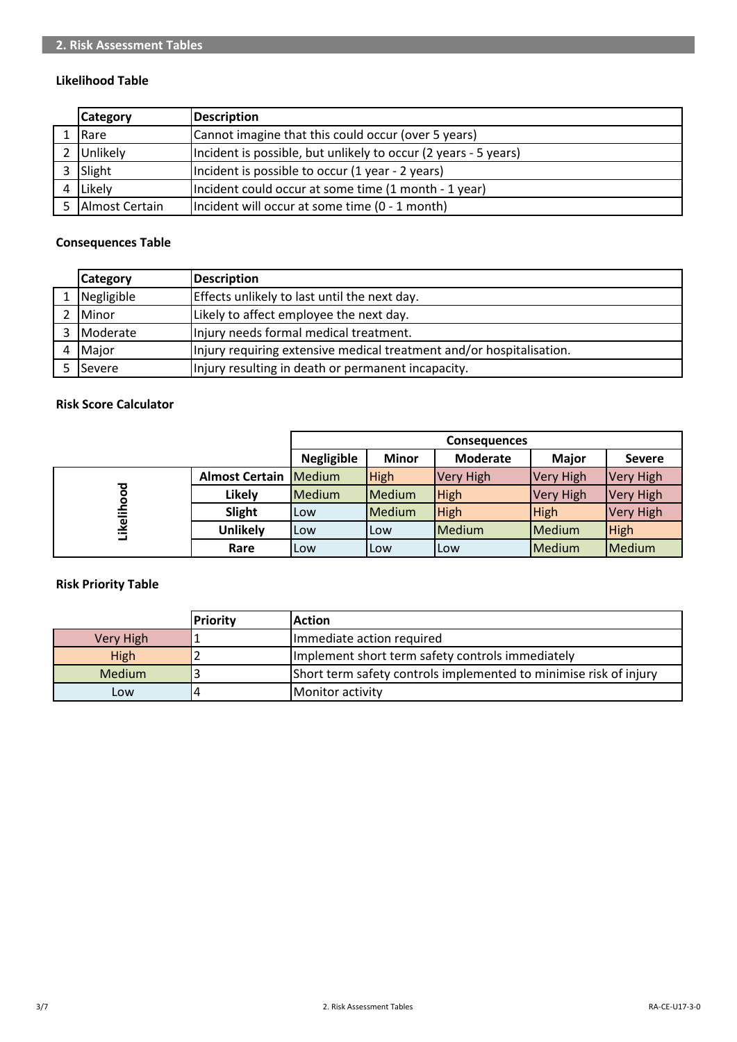## 2. Risk Assessment Tables

### Likelihood Table

| | Category | Description |
|---|---|---|
| 1 | Rare | Cannot imagine that this could occur (over 5 years) |
| 2 | Unlikely | Incident is possible, but unlikely to occur (2 years - 5 years) |
| 3 | Slight | Incident is possible to occur (1 year - 2 years) |
| 4 | Likely | Incident could occur at some time (1 month - 1 year) |
| 5 | Almost Certain | Incident will occur at some time (0 - 1 month) |

### Consequences Table

| | Category | Description |
|---|---|---|
| 1 | Negligible | Effects unlikely to last until the next day. |
| 2 | Minor | Likely to affect employee the next day. |
| 3 | Moderate | Injury needs formal medical treatment. |
| 4 | Major | Injury requiring extensive medical treatment and/or hospitalisation. |
| 5 | Severe | Injury resulting in death or permanent incapacity. |

### Risk Score Calculator

| | | Consequences | | | | |
|---|---|---|---|---|---|---|
| | | **Negligible** | **Minor** | **Moderate** | **Major** | **Severe** |
| Likelihood | **Almost Certain** | Medium | High | Very High | Very High | Very High |
| | **Likely** | Medium | Medium | High | Very High | Very High |
| | **Slight** | Low | Medium | High | High | Very High |
| | **Unlikely** | Low | Low | Medium | Medium | High |
| | **Rare** | Low | Low | Low | Medium | Medium |

### Risk Priority Table

| | Priority | Action |
|---|---|---|
| Very High | 1 | Immediate action required |
| High | 2 | Implement short term safety controls immediately |
| Medium | 3 | Short term safety controls implemented to minimise risk of injury |
| Low | 4 | Monitor activity |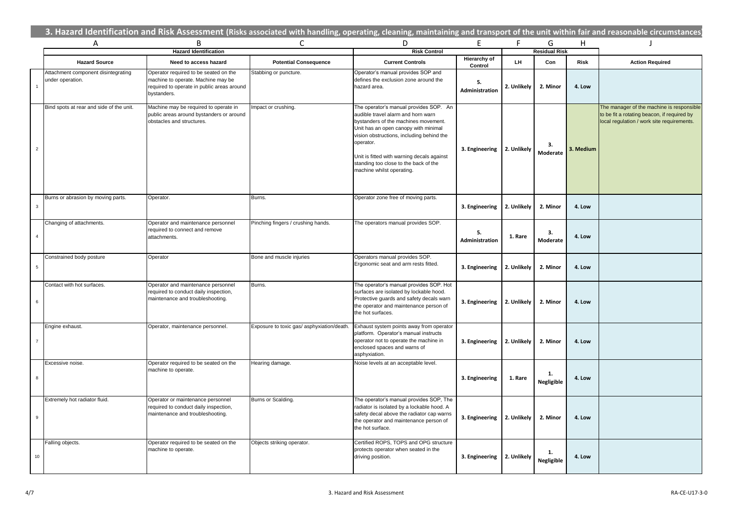## 3. Hazard Identification and Risk Assessment (Risks associated with handling, operating, cleaning, maintaining and transport of the unit within fair and reasonable circumstances)

| | A | B | C | D | E | F | G | H | J |
|---|---|---|---|---|---|---|---|---|---|
| | Hazard Identification | | | Risk Control | | Residual Risk | | | |
| | Hazard Source | Need to access hazard | Potential Consequence | Current Controls | Hierarchy of Control | LH | Con | Risk | Action Required |
| 1 | Attachment component disintegrating under operation. | Operator required to be seated on the machine to operate. Machine may be required to operate in public areas around bystanders. | Stabbing or puncture. | Operator's manual provides SOP and defines the exclusion zone around the hazard area. | 5. Administration | 2. Unlikely | 2. Minor | 4. Low | |
| 2 | Bind spots at rear and side of the unit. | Machine may be required to operate in public areas around bystanders or around obstacles and structures. | Impact or crushing. | The operator's manual provides SOP. An audible travel alarm and horn warn bystanders of the machines movement. Unit has an open canopy with minimal vision obstructions, including behind the operator. Unit is fitted with warning decals against standing too close to the back of the machine whilst operating. | 3. Engineering | 2. Unlikely | 3. Moderate | 3. Medium | The manager of the machine is responsible to be fit a rotating beacon, if required by local regulation / work site requirements. |
| 3 | Burns or abrasion by moving parts. | Operator. | Burns. | Operator zone free of moving parts. | 3. Engineering | 2. Unlikely | 2. Minor | 4. Low | |
| 4 | Changing of attachments. | Operator and maintenance personnel required to connect and remove attachments. | Pinching fingers / crushing hands. | The operators manual provides SOP. | 5. Administration | 1. Rare | 3. Moderate | 4. Low | |
| 5 | Constrained body posture | Operator | Bone and muscle injuries | Operators manual provides SOP. Ergonomic seat and arm rests fitted. | 3. Engineering | 2. Unlikely | 2. Minor | 4. Low | |
| 6 | Contact with hot surfaces. | Operator and maintenance personnel required to conduct daily inspection, maintenance and troubleshooting. | Burns. | The operator's manual provides SOP. Hot surfaces are isolated by lockable hood. Protective guards and safety decals warn the operator and maintenance person of the hot surfaces. | 3. Engineering | 2. Unlikely | 2. Minor | 4. Low | |
| 7 | Engine exhaust. | Operator, maintenance personnel. | Exposure to toxic gas/ asphyxiation/death. | Exhaust system points away from operator platform. Operator's manual instructs operator not to operate the machine in enclosed spaces and warns of asphyxiation. | 3. Engineering | 2. Unlikely | 2. Minor | 4. Low | |
| 8 | Excessive noise. | Operator required to be seated on the machine to operate. | Hearing damage. | Noise levels at an acceptable level. | 3. Engineering | 1. Rare | 1. Negligible | 4. Low | |
| 9 | Extremely hot radiator fluid. | Operator or maintenance personnel required to conduct daily inspection, maintenance and troubleshooting. | Burns or Scalding. | The operator's manual provides SOP, The radiator is isolated by a lockable hood. A safety decal above the radiator cap warns the operator and maintenance person of the hot surface. | 3. Engineering | 2. Unlikely | 2. Minor | 4. Low | |
| 10 | Falling objects. | Operator required to be seated on the machine to operate. | Objects striking operator. | Certified ROPS, TOPS and OPG structure protects operator when seated in the driving position. | 3. Engineering | 2. Unlikely | 1. Negligible | 4. Low | |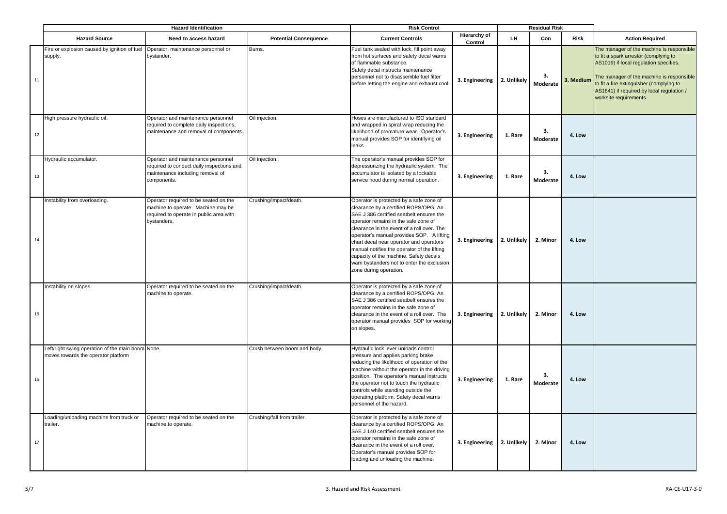| | Hazard Identification | | | Risk Control | | Residual Risk | | | |
|---|---|---|---|---|---|---|---|---|---|
| | **Hazard Source** | **Need to access hazard** | **Potential Consequence** | **Current Controls** | **Hierarchy of Control** | **LH** | **Con** | **Risk** | **Action Required** |
| 11 | Fire or explosion caused by ignition of fuel supply. | Operator, maintenance personnel or bystander. | Burns. | Fuel tank sealed with lock, fill point away from hot surfaces and safety decal warns of flammable substance. Safety decal instructs maintenance personnel not to disassemble fuel filter before letting the engine and exhaust cool. | 3. Engineering | 2. Unlikely | 3. Moderate | 3. Medium | The manager of the machine is responsible to fit a spark arrestor (complying to AS1019) if local regulation specifies. The manager of the machine is responsible to fit a fire extinguisher (complying to AS1841) if required by local regulation / worksite requirements. |
| 12 | High pressure hydraulic oil. | Operator and maintenance personnel required to complete daily inspections, maintenance and removal of components. | Oil injection. | Hoses are manufactured to ISO standard and wrapped in spiral wrap reducing the likelihood of premature wear. Operator's manual provides SOP for identifying oil leaks. | 3. Engineering | 1. Rare | 3. Moderate | 4. Low | |
| 13 | Hydraulic accumulator. | Operator and maintenance personnel required to conduct daily inspections and maintenance including removal of components. | Oil injection. | The operator's manual provides SOP for depressurizing the hydraulic system. The accumulator is isolated by a lockable service hood during normal operation. | 3. Engineering | 1. Rare | 3. Moderate | 4. Low | |
| 14 | Instability from overloading. | Operator required to be seated on the machine to operate. Machine may be required to operate in public area with bystanders. | Crushing/impact/death. | Operator is protected by a safe zone of clearance by a certified ROPS/OPG. An SAE J 386 certified seatbelt ensures the operator remains in the safe zone of clearance in the event of a roll over. The operator's manual provides SOP. A lifting chart decal near operator and operators manual notifies the operator of the lifting capacity of the machine. Safety decals warn bystanders not to enter the exclusion zone during operation. | 3. Engineering | 2. Unlikely | 2. Minor | 4. Low | |
| 15 | Instability on slopes. | Operator required to be seated on the machine to operate. | Crushing/impact/death. | Operator is protected by a safe zone of clearance by a certified ROPS/OPG. An SAE J 386 certified seatbelt ensures the operator remains in the safe zone of clearance in the event of a roll over. The operator manual provides SOP for working on slopes. | 3. Engineering | 2. Unlikely | 2. Minor | 4. Low | |
| 16 | Left/right swing operation of the main boom moves towards the operator platform | None. | Crush between boom and body. | Hydraulic lock lever unloads control pressure and applies parking brake reducing the likelihood of operation of the machine without the operator in the driving position. The operator's manual instructs the operator not to touch the hydraulic controls while standing outside the operating platform. Safety decal warns personnel of the hazard. | 3. Engineering | 1. Rare | 3. Moderate | 4. Low | |
| 17 | Loading/unloading machine from truck or trailer. | Operator required to be seated on the machine to operate. | Crushing/fall from trailer. | Operator is protected by a safe zone of clearance by a certified ROPS/OPG. An SAE J 140 certified seatbelt ensures the operator remains in the safe zone of clearance in the event of a roll over. Operator's manual provides SOP for loading and unloading the machine. | 3. Engineering | 2. Unlikely | 2. Minor | 4. Low | |

3. Hazard and Risk Assessment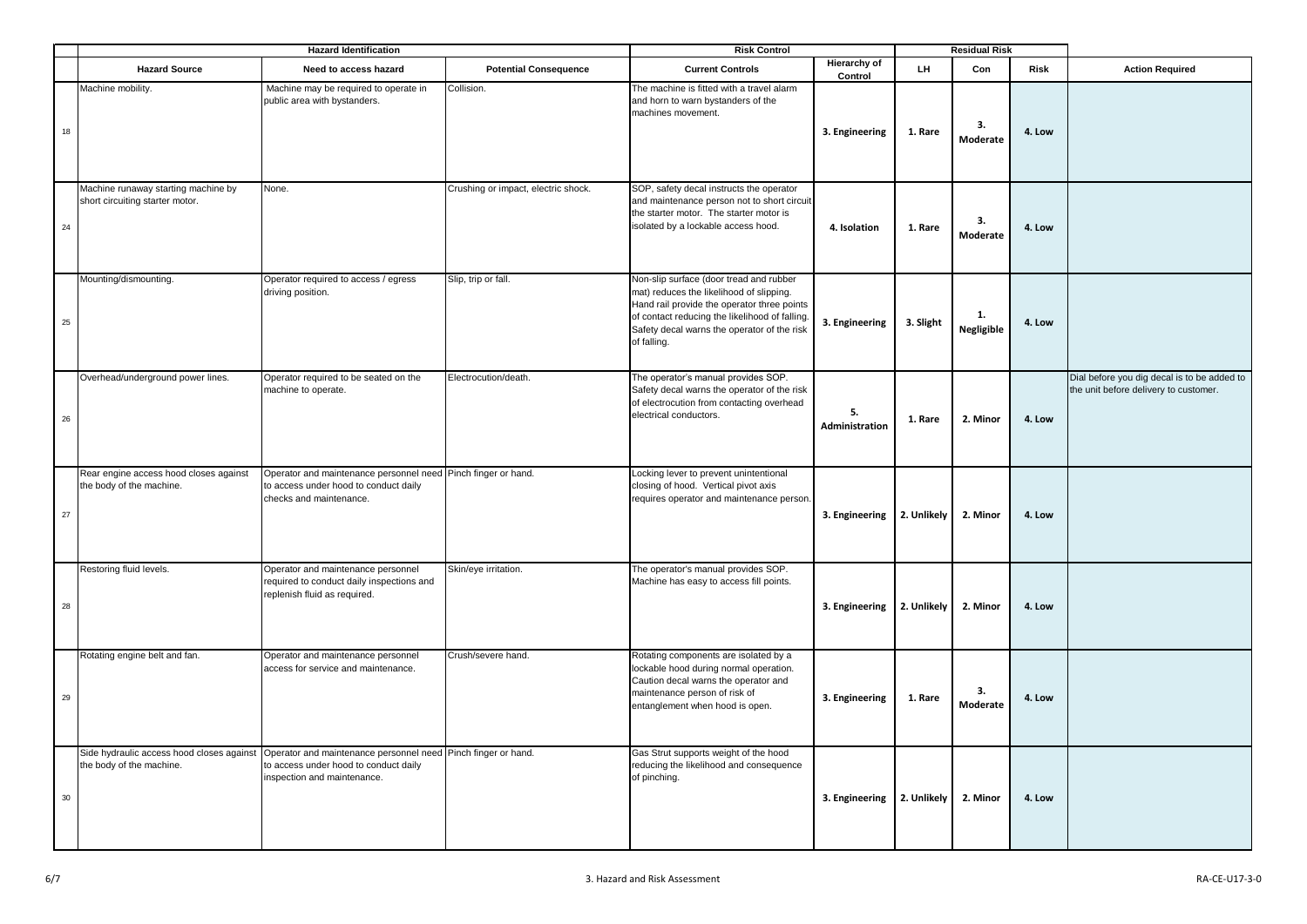| | Hazard Identification | | | Risk Control | | Residual Risk | | | |
|---|---|---|---|---|---|---|---|---|---|
| | **Hazard Source** | **Need to access hazard** | **Potential Consequence** | **Current Controls** | **Hierarchy of Control** | **LH** | **Con** | **Risk** | **Action Required** |
| 18 | Machine mobility. | Machine may be required to operate in public area with bystanders. | Collision. | The machine is fitted with a travel alarm and horn to warn bystanders of the machines movement. | 3. Engineering | 1. Rare | 3. Moderate | 4. Low | |
| 24 | Machine runaway starting machine by short circuiting starter motor. | None. | Crushing or impact, electric shock. | SOP, safety decal instructs the operator and maintenance person not to short circuit the starter motor. The starter motor is isolated by a lockable access hood. | 4. Isolation | 1. Rare | 3. Moderate | 4. Low | |
| 25 | Mounting/dismounting. | Operator required to access / egress driving position. | Slip, trip or fall. | Non-slip surface (door tread and rubber mat) reduces the likelihood of slipping. Hand rail provide the operator three points of contact reducing the likelihood of falling. Safety decal warns the operator of the risk of falling. | 3. Engineering | 3. Slight | 1. Negligible | 4. Low | |
| 26 | Overhead/underground power lines. | Operator required to be seated on the machine to operate. | Electrocution/death. | The operator's manual provides SOP. Safety decal warns the operator of the risk of electrocution from contacting overhead electrical conductors. | 5. Administration | 1. Rare | 2. Minor | 4. Low | Dial before you dig decal is to be added to the unit before delivery to customer. |
| 27 | Rear engine access hood closes against the body of the machine. | Operator and maintenance personnel need to access under hood to conduct daily checks and maintenance. | Pinch finger or hand. | Locking lever to prevent unintentional closing of hood. Vertical pivot axis requires operator and maintenance person. | 3. Engineering | 2. Unlikely | 2. Minor | 4. Low | |
| 28 | Restoring fluid levels. | Operator and maintenance personnel required to conduct daily inspections and replenish fluid as required. | Skin/eye irritation. | The operator's manual provides SOP. Machine has easy to access fill points. | 3. Engineering | 2. Unlikely | 2. Minor | 4. Low | |
| 29 | Rotating engine belt and fan. | Operator and maintenance personnel access for service and maintenance. | Crush/severe hand. | Rotating components are isolated by a lockable hood during normal operation. Caution decal warns the operator and maintenance person of risk of entanglement when hood is open. | 3. Engineering | 1. Rare | 3. Moderate | 4. Low | |
| 30 | Side hydraulic access hood closes against the body of the machine. | Operator and maintenance personnel need to access under hood to conduct daily inspection and maintenance. | Pinch finger or hand. | Gas Strut supports weight of the hood reducing the likelihood and consequence of pinching. | 3. Engineering | 2. Unlikely | 2. Minor | 4. Low | |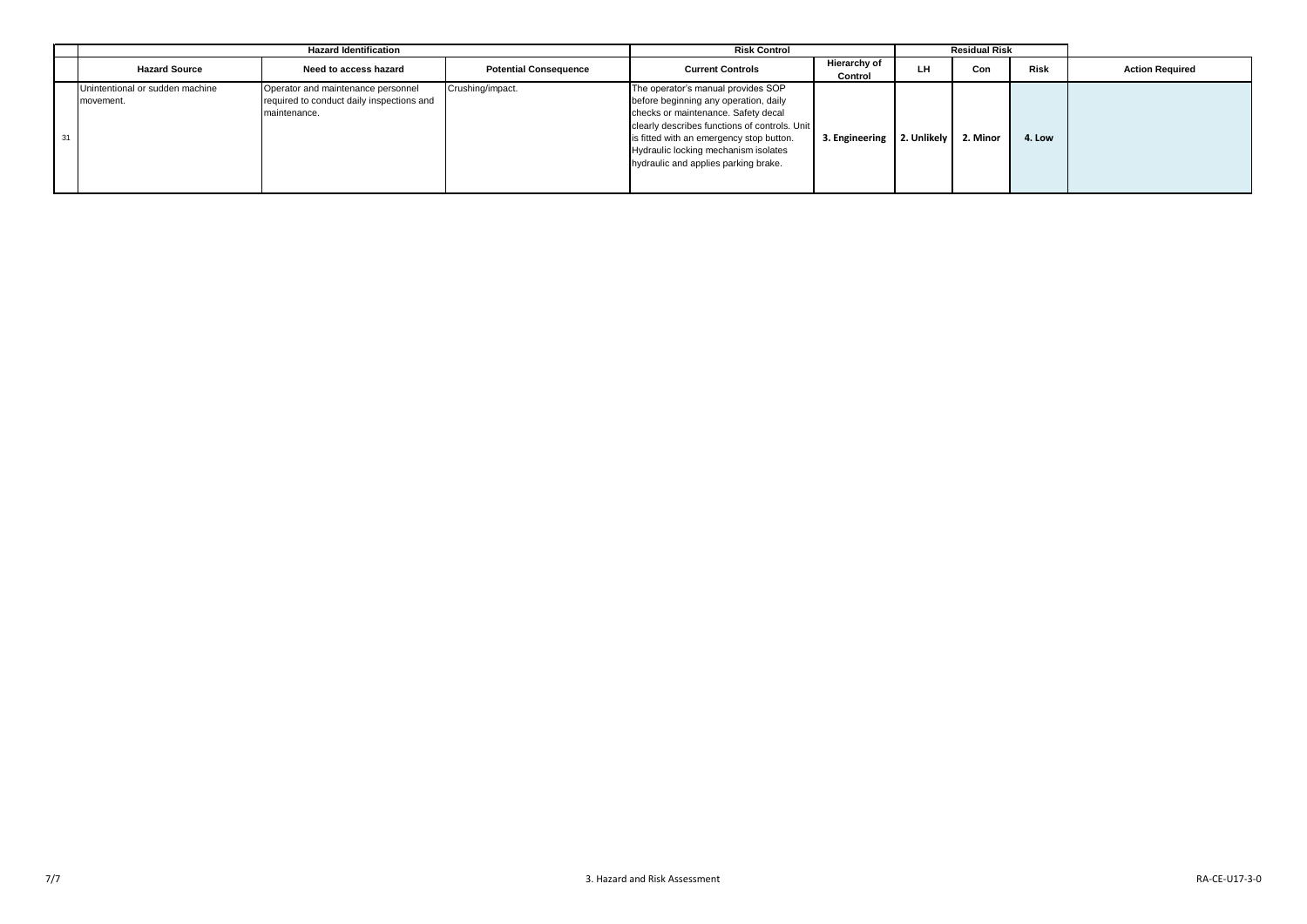| | Hazard Identification | | | Risk Control | | Residual Risk | | | |
|---|---|---|---|---|---|---|---|---|---|
| | Hazard Source | Need to access hazard | Potential Consequence | Current Controls | Hierarchy of Control | LH | Con | Risk | Action Required |
| 31 | Unintentional or sudden machine movement. | Operator and maintenance personnel required to conduct daily inspections and maintenance. | Crushing/impact. | The operator's manual provides SOP before beginning any operation, daily checks or maintenance. Safety decal clearly describes functions of controls. Unit is fitted with an emergency stop button. Hydraulic locking mechanism isolates hydraulic and applies parking brake. | 3. Engineering | 2. Unlikely | 2. Minor | 4. Low | |